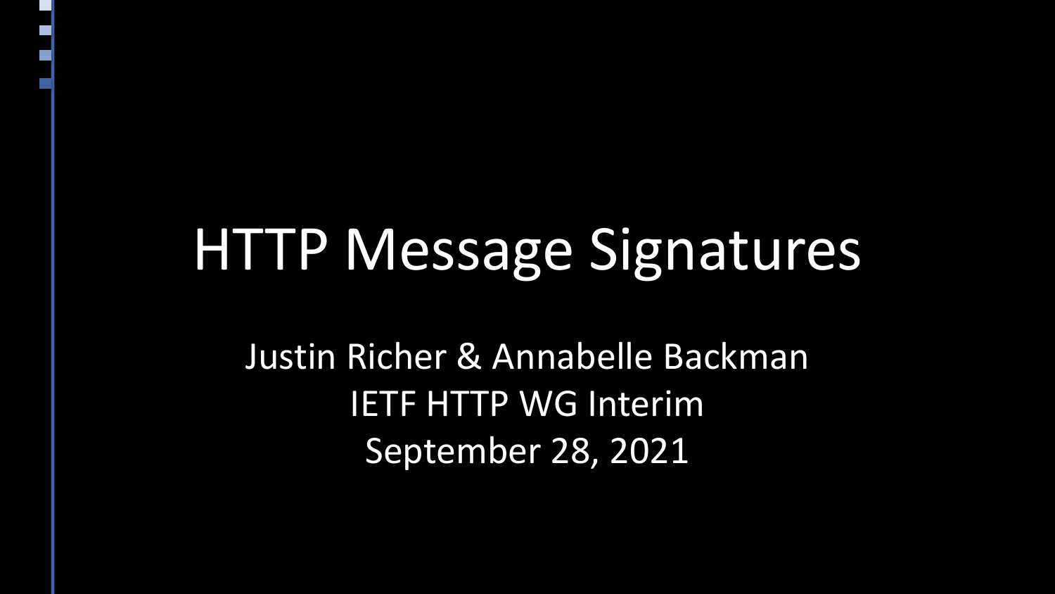# HTTP Message Signatures

Justin Richer & Annabelle Backman

IETF HTTP WG Interim

September 28, 2021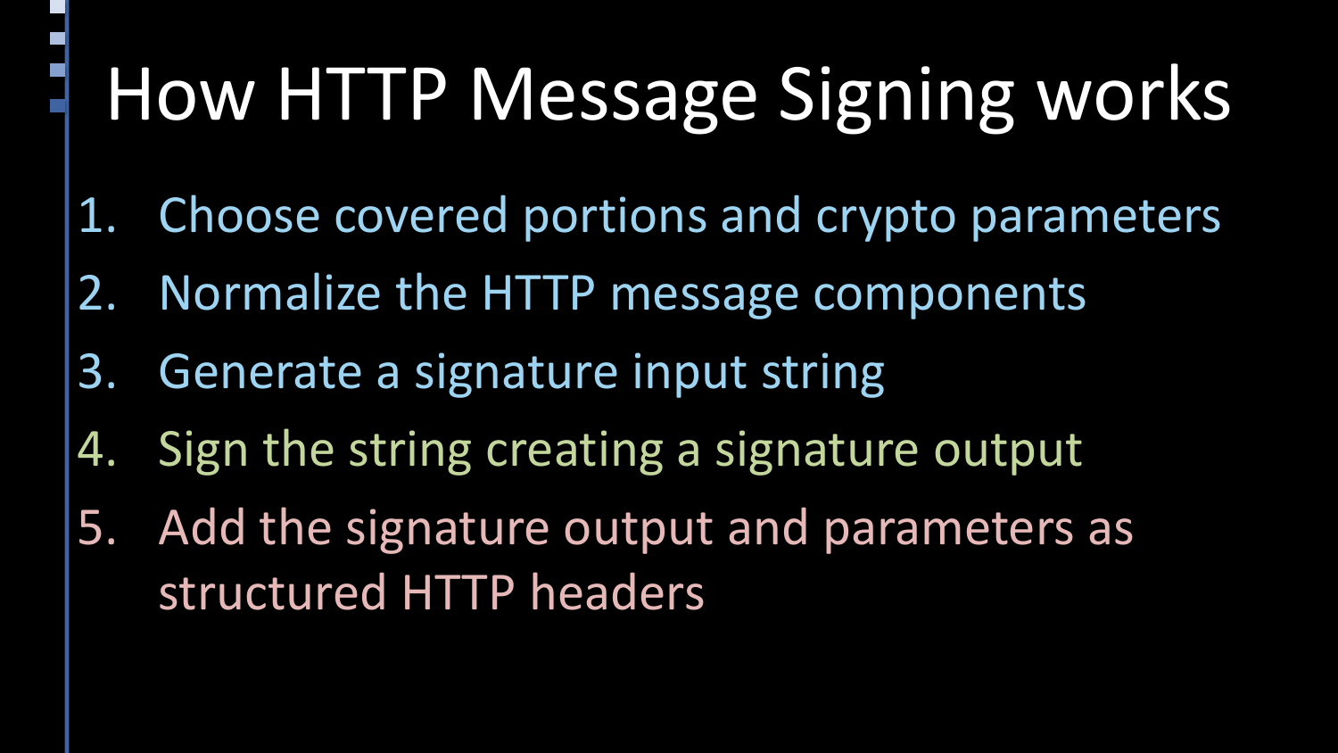# How HTTP Message Signing works

1. Choose covered portions and crypto parameters
2. Normalize the HTTP message components
3. Generate a signature input string
4. Sign the string creating a signature output
5. Add the signature output and parameters as structured HTTP headers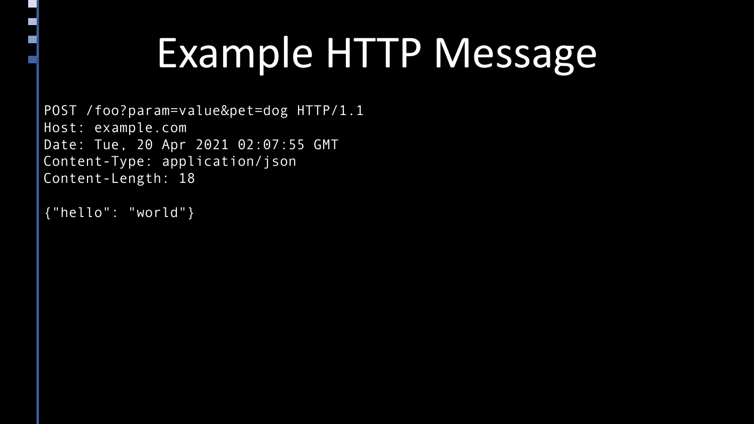# Example HTTP Message

```
POST /foo?param=value&pet=dog HTTP/1.1
Host: example.com
Date: Tue, 20 Apr 2021 02:07:55 GMT
Content-Type: application/json
Content-Length: 18

{"hello": "world"}
```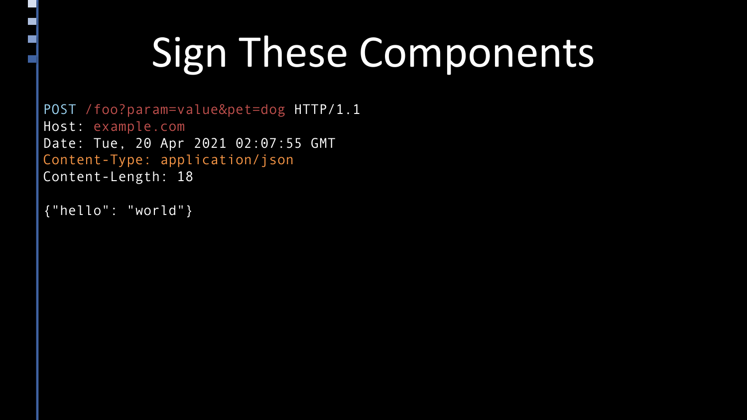# Sign These Components

```
POST /foo?param=value&pet=dog HTTP/1.1
Host: example.com
Date: Tue, 20 Apr 2021 02:07:55 GMT
Content-Type: application/json
Content-Length: 18

{"hello": "world"}
```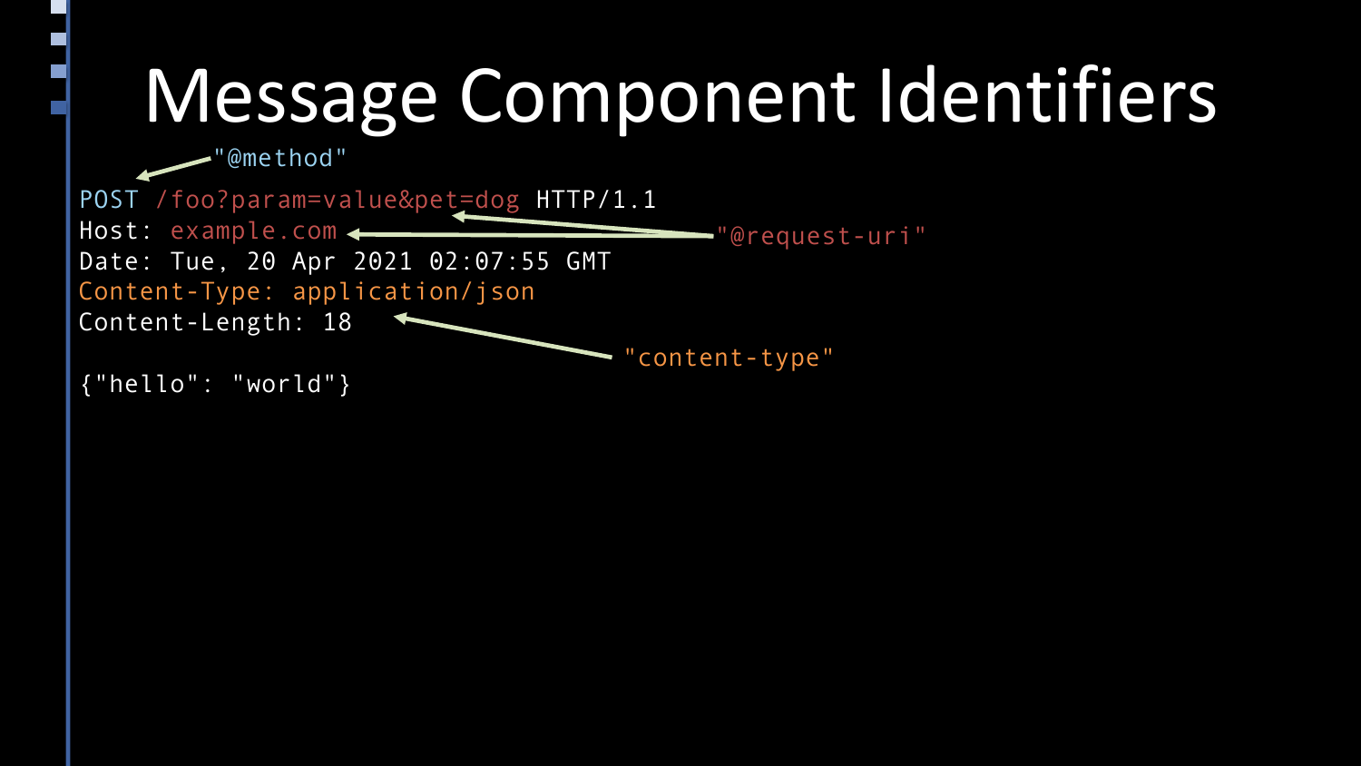# Message Component Identifiers

```
"@method"

POST /foo?param=value&pet=dog HTTP/1.1
Host: example.com                          "@request-uri"
Date: Tue, 20 Apr 2021 02:07:55 GMT
Content-Type: application/json
Content-Length: 18
                                       "content-type"
{"hello": "world"}
```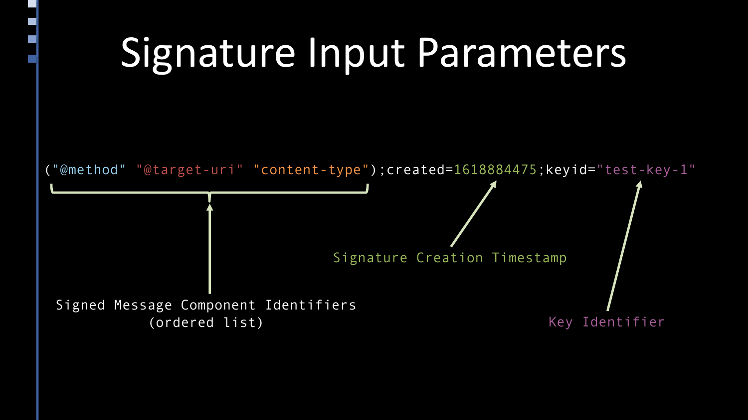# Signature Input Parameters

```
("@method" "@target-uri" "content-type");created=1618884475;keyid="test-key-1"
```

Signed Message Component Identifiers (ordered list)

Signature Creation Timestamp

Key Identifier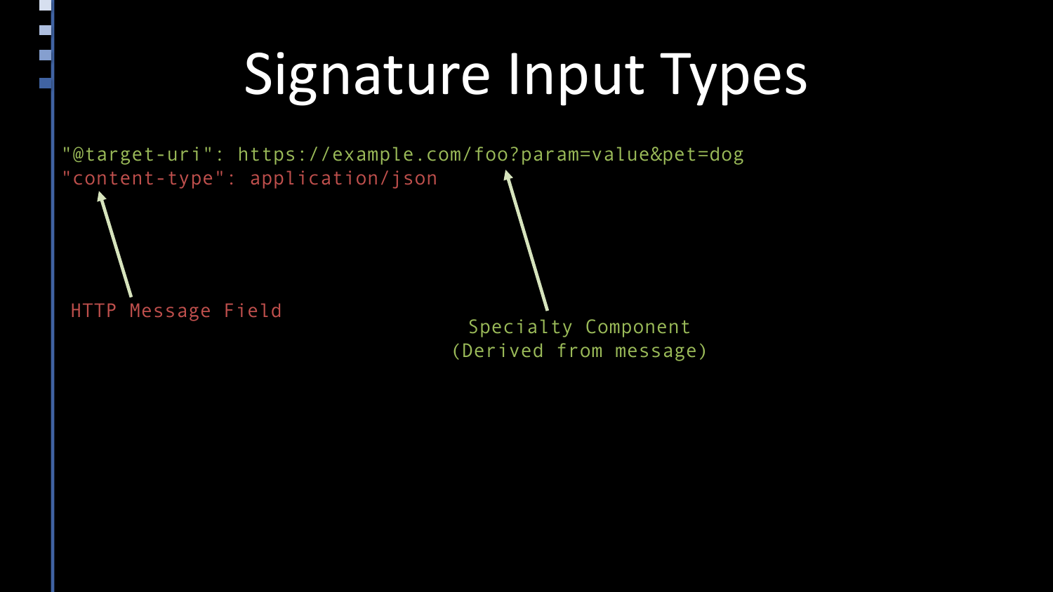# Signature Input Types

```
"@target-uri": https://example.com/foo?param=value&pet=dog
"content-type": application/json
```

HTTP Message Field

Specialty Component
(Derived from message)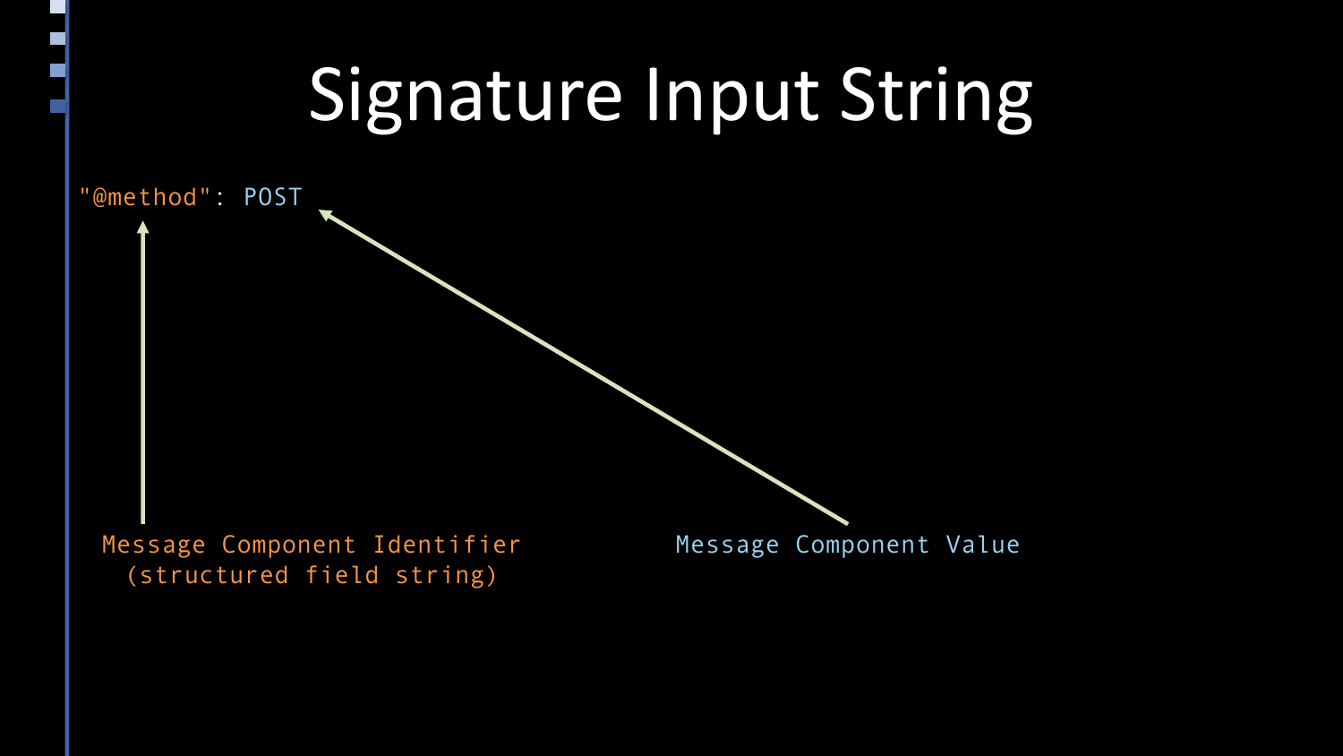# Signature Input String

```
"@method": POST
```

Message Component Identifier (structured field string)

Message Component Value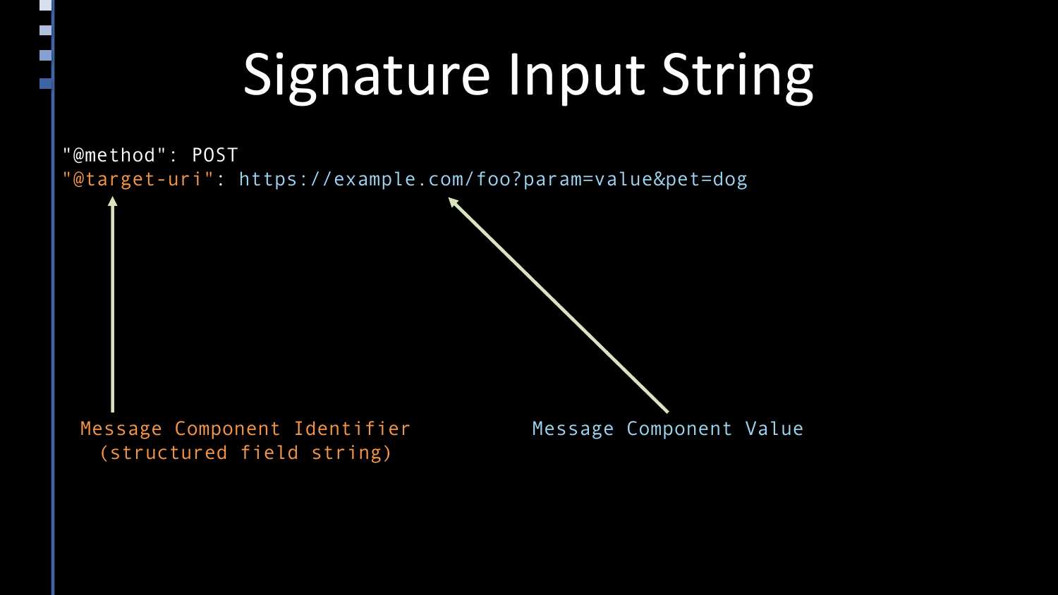# Signature Input String

```
"@method": POST
"@target-uri": https://example.com/foo?param=value&pet=dog
```

Message Component Identifier (structured field string)

Message Component Value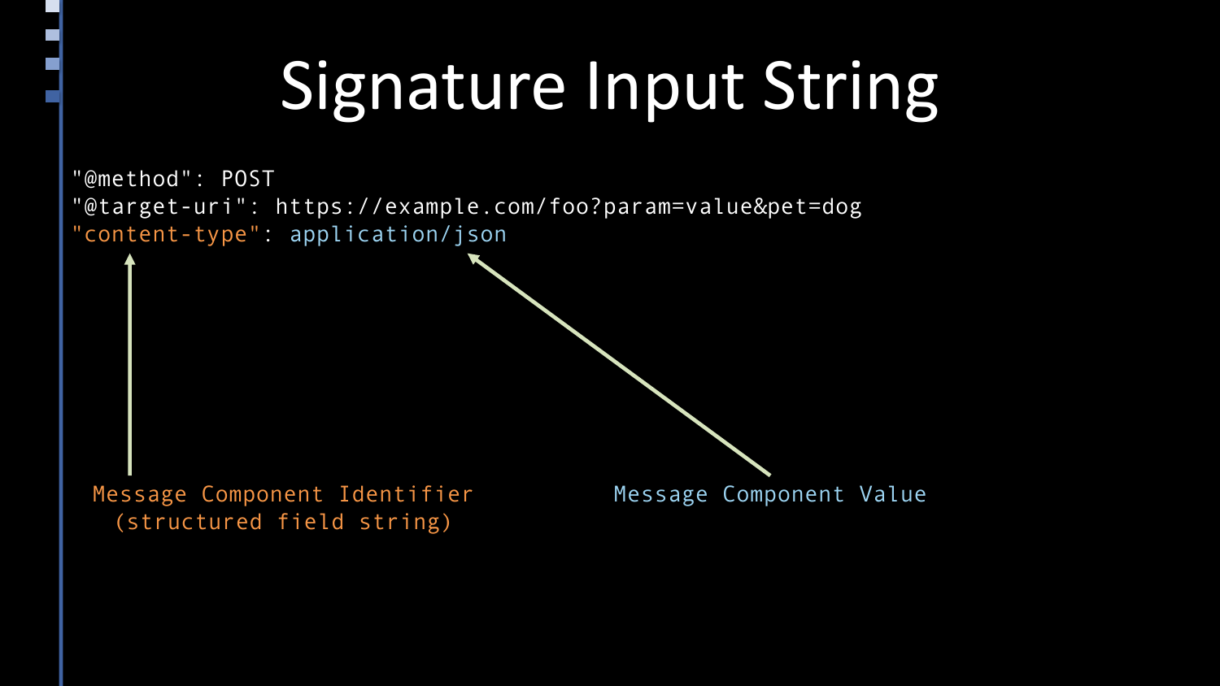# Signature Input String

```
"@method": POST
"@target-uri": https://example.com/foo?param=value&pet=dog
"content-type": application/json
```

Message Component Identifier (structured field string)

Message Component Value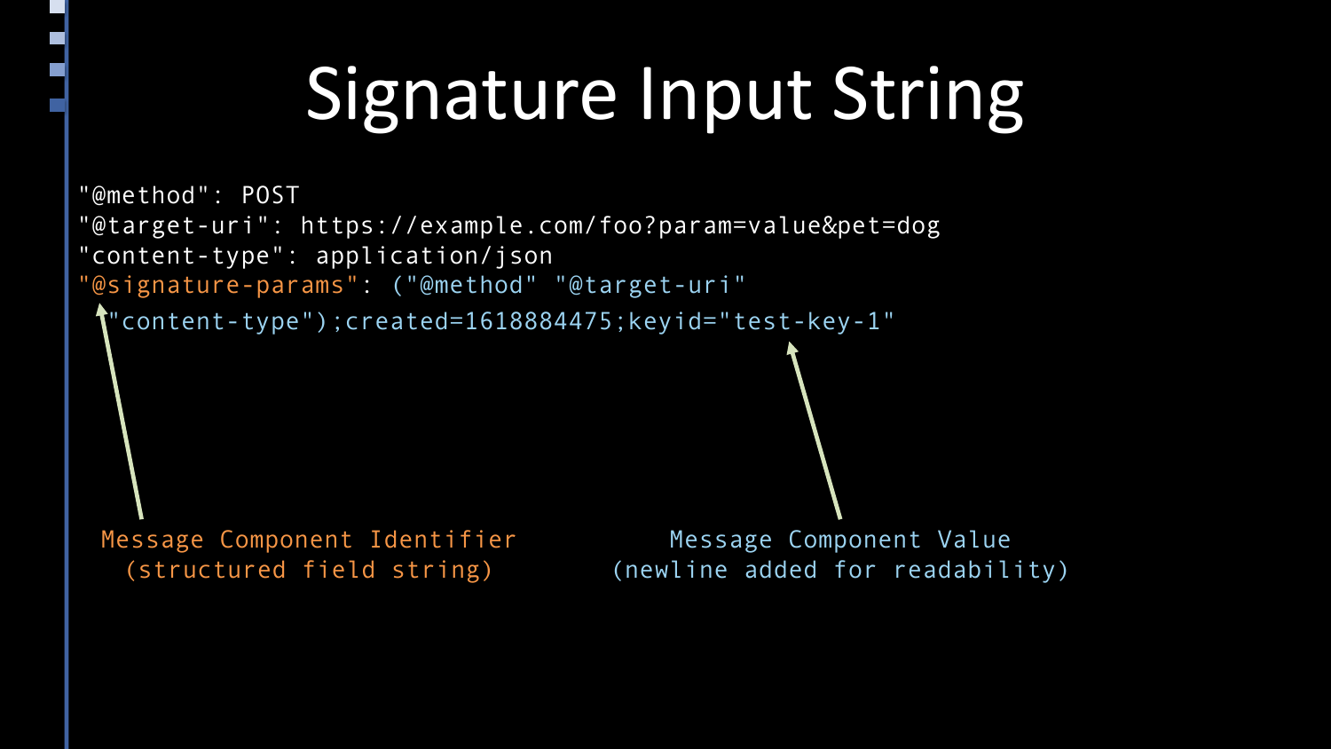# Signature Input String

```
"@method": POST
"@target-uri": https://example.com/foo?param=value&pet=dog
"content-type": application/json
"@signature-params": ("@method" "@target-uri"
 "content-type");created=1618884475;keyid="test-key-1"
```

Message Component Identifier (structured field string)

Message Component Value (newline added for readability)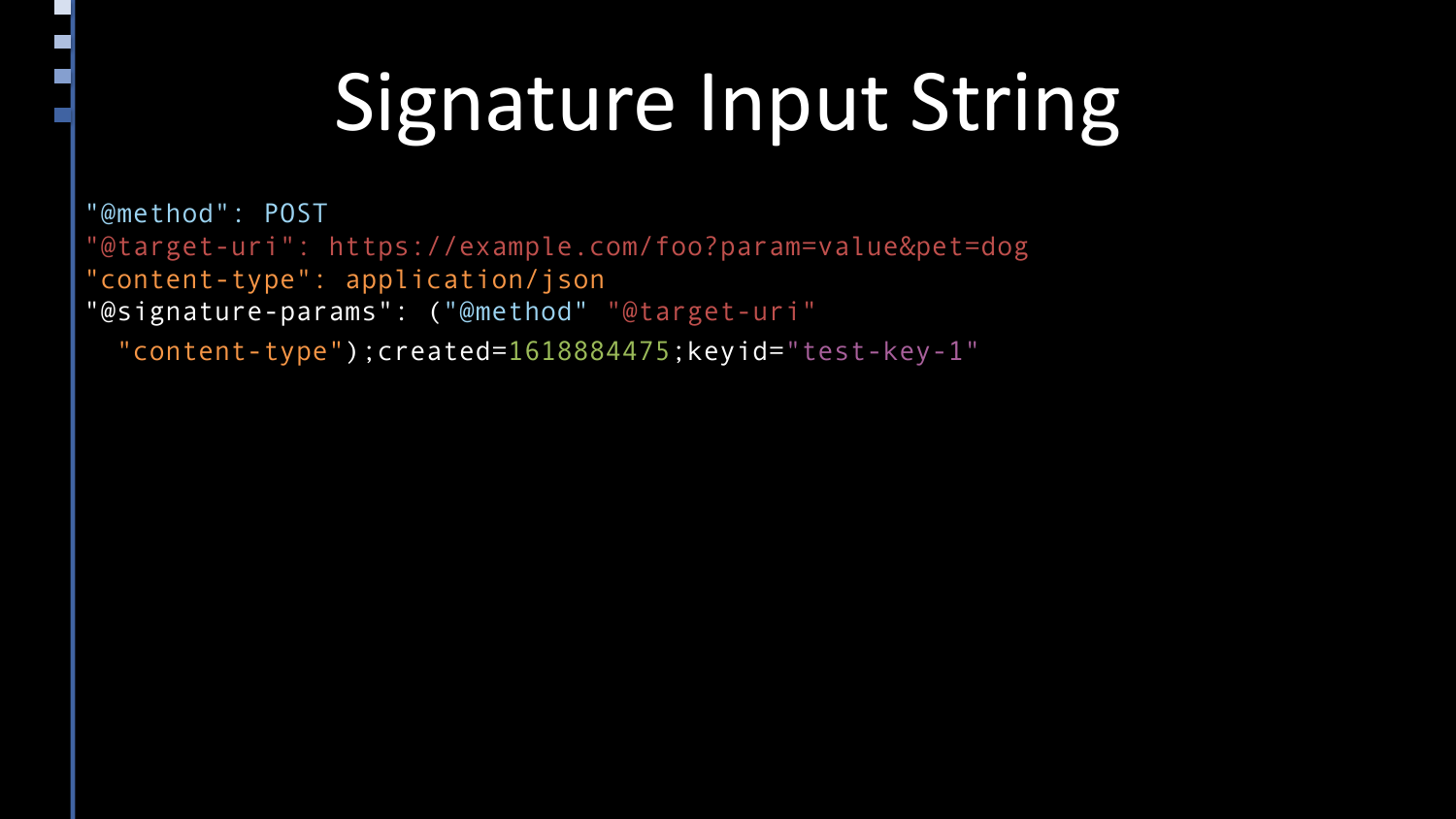# Signature Input String

```
"@method": POST
"@target-uri": https://example.com/foo?param=value&pet=dog
"content-type": application/json
"@signature-params": ("@method" "@target-uri"
  "content-type");created=1618884475;keyid="test-key-1"
```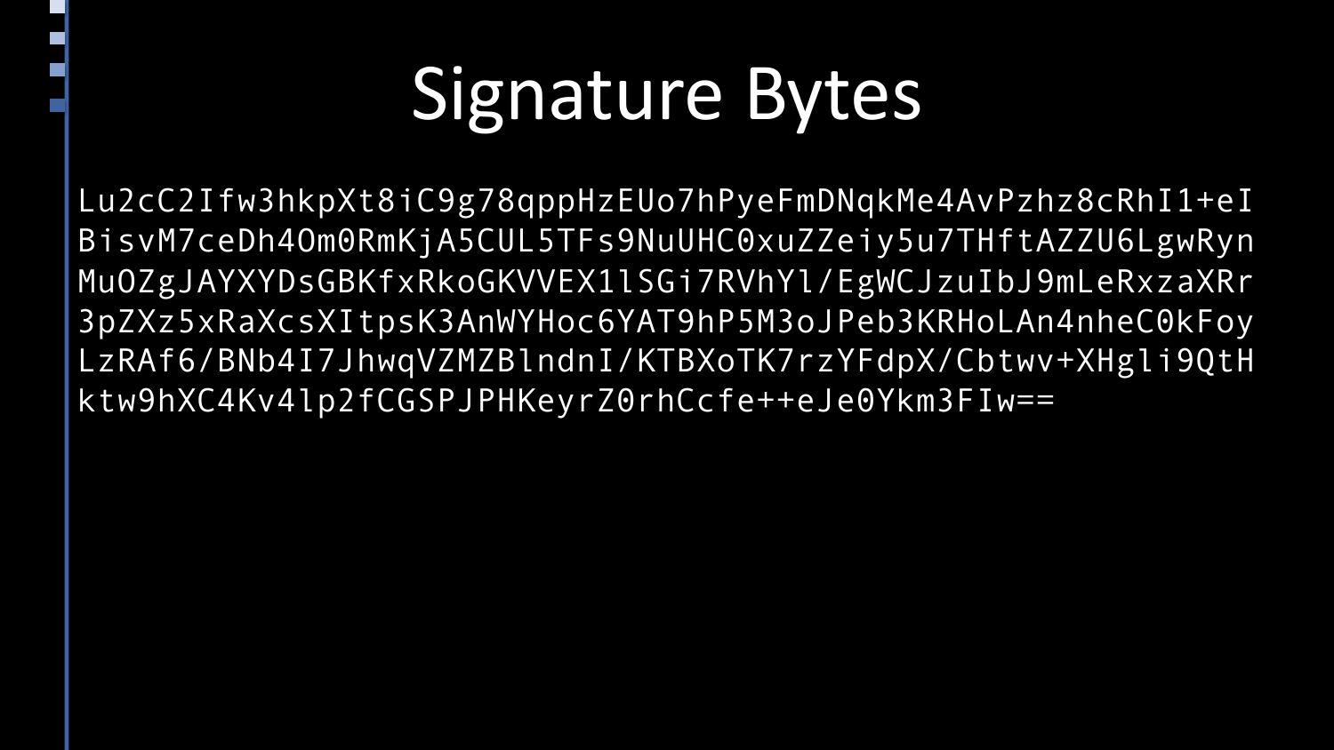# Signature Bytes

```
Lu2cC2Ifw3hkpXt8iC9g78qppHzEUo7hPyeFmDNqkMe4AvPzhz8cRhI1+eI
BisvM7ceDh4Om0RmKjA5CUL5TFs9NuUHC0xuZZeiy5u7THftAZZU6LgwRyn
MuOZgJAYXYDsGBKfxRkoGKVVEX1lSGi7RVhYl/EgWCJzuIbJ9mLeRxzaXRr
3pZXz5xRaXcsXItpsK3AnWYHoc6YAT9hP5M3oJPeb3KRHoLAn4nheC0kFoy
LzRAf6/BNb4I7JhwqVZMZBlndnI/KTBXoTK7rzYFdpX/Cbtwv+XHgli9QtH
ktw9hXC4Kv4lp2fCGSPJPHKeyrZ0rhCcfe++eJe0Ykm3FIw==
```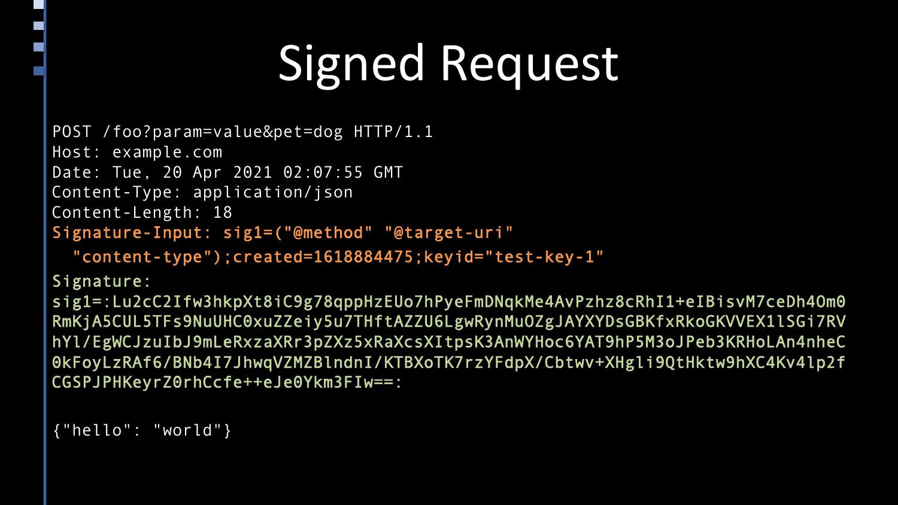# Signed Request

```
POST /foo?param=value&pet=dog HTTP/1.1
Host: example.com
Date: Tue, 20 Apr 2021 02:07:55 GMT
Content-Type: application/json
Content-Length: 18
Signature-Input: sig1=("@method" "@target-uri"
  "content-type");created=1618884475;keyid="test-key-1"
Signature:
sig1=:Lu2cC2Ifw3hkpXt8iC9g78qppHzEUo7hPyeFmDNqkMe4AvPzhz8cRhI1+eIBisvM7ceDh4Om0
RmKjA5CUL5TFs9NuUHC0xuZZeiy5u7THftAZZU6LgwRynMuOZgJAYXYDsGBKfxRkoGKVVEX1lSGi7RV
hYl/EgWCJzuIbJ9mLeRxzaXRr3pZXz5xRaXcsXItpsK3AnWYHoc6YAT9hP5M3oJPeb3KRHoLAn4nheC
0kFoyLzRAf6/BNb4I7JhwqVZMZBlndnI/KTBXoTK7rzYFdpX/Cbtwv+XHgli9QtHktw9hXC4Kv4lp2f
CGSPJPHKeyrZ0rhCcfe++eJe0Ykm3FIw==:

{"hello": "world"}
```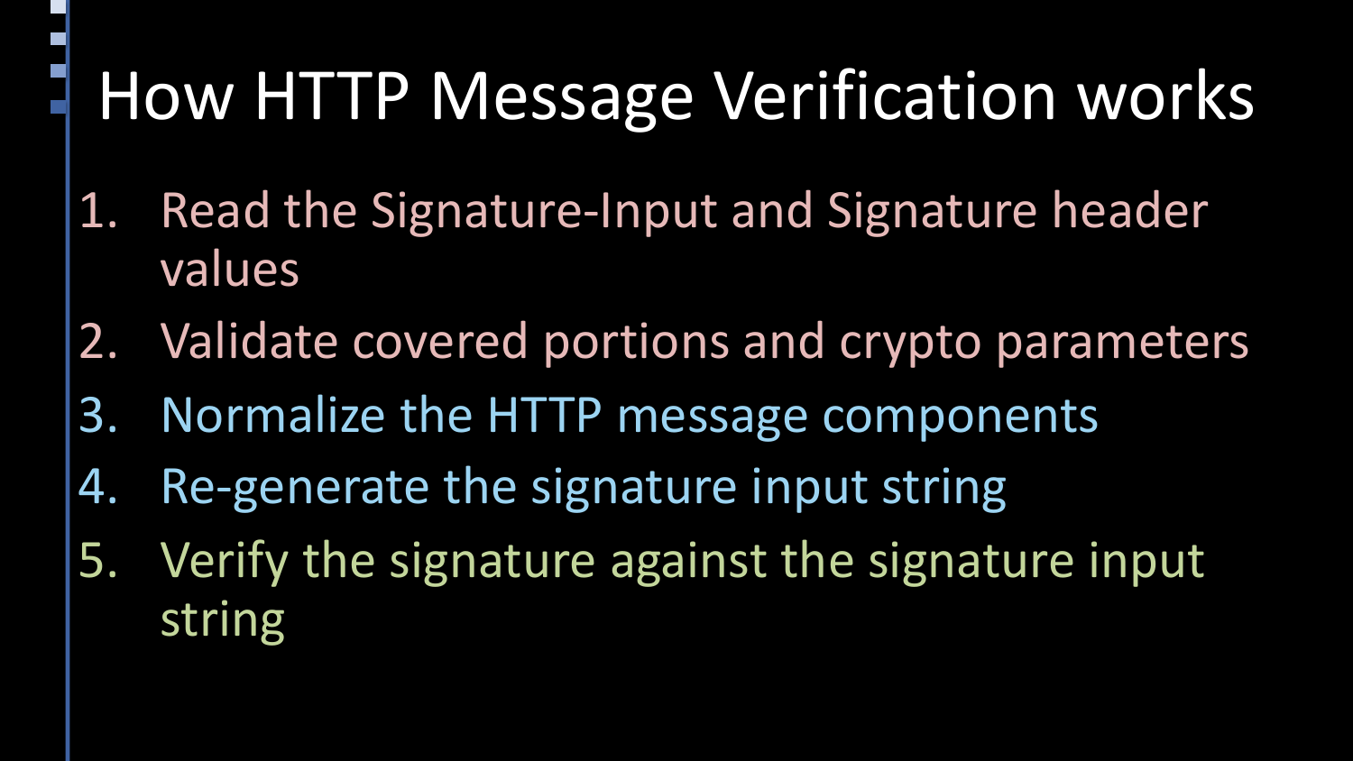# How HTTP Message Verification works

1. Read the Signature-Input and Signature header values
2. Validate covered portions and crypto parameters
3. Normalize the HTTP message components
4. Re-generate the signature input string
5. Verify the signature against the signature input string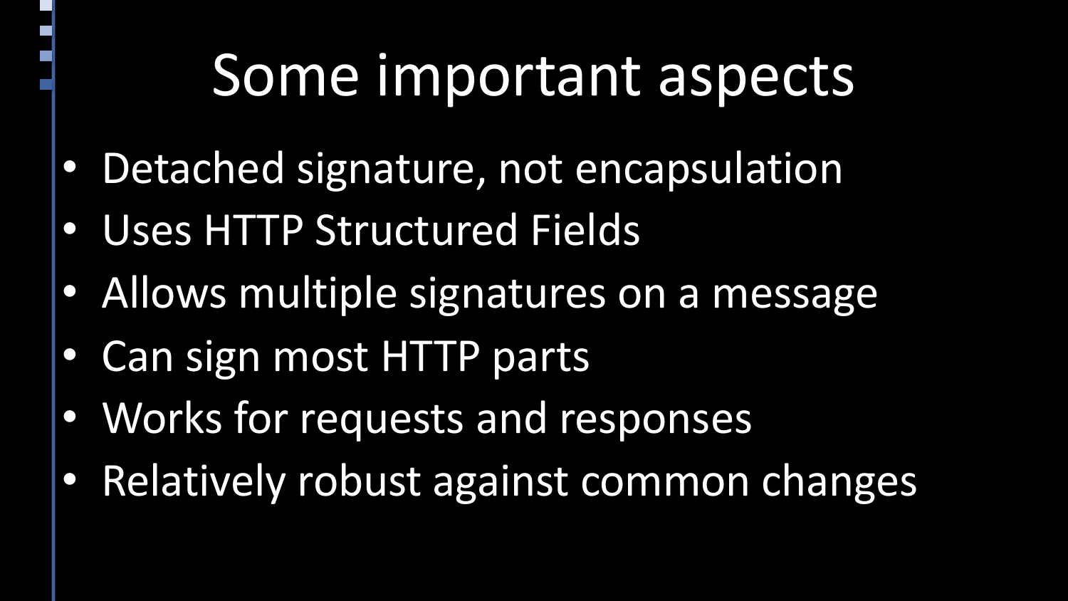# Some important aspects

- Detached signature, not encapsulation
- Uses HTTP Structured Fields
- Allows multiple signatures on a message
- Can sign most HTTP parts
- Works for requests and responses
- Relatively robust against common changes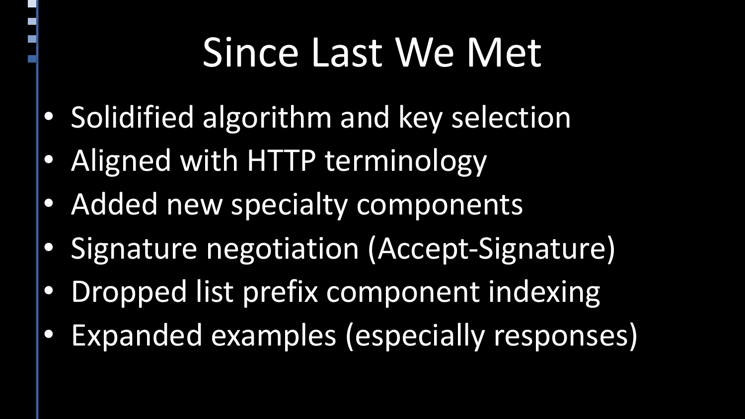# Since Last We Met

- Solidified algorithm and key selection
- Aligned with HTTP terminology
- Added new specialty components
- Signature negotiation (Accept-Signature)
- Dropped list prefix component indexing
- Expanded examples (especially responses)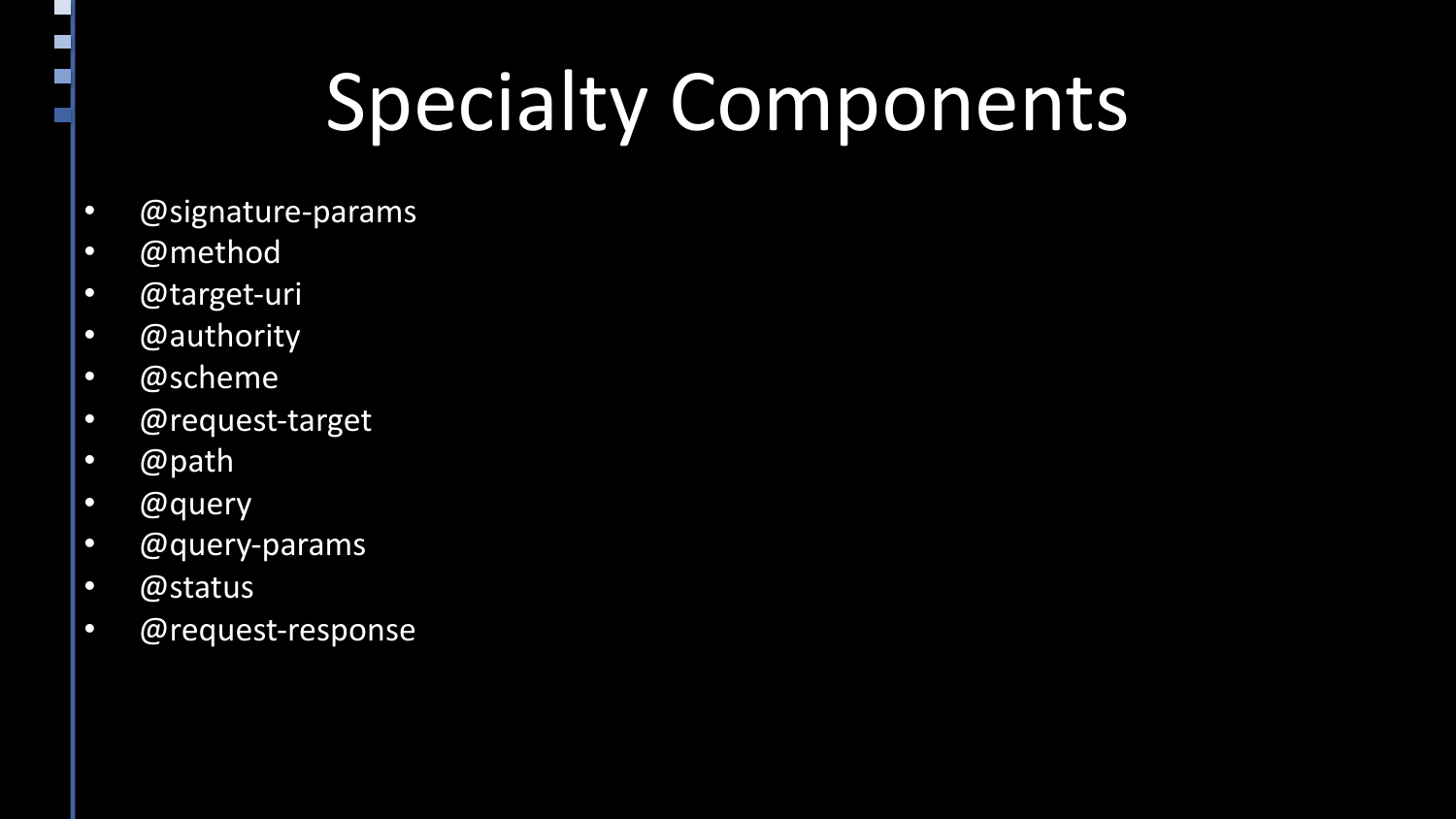# Specialty Components

- @signature-params
- @method
- @target-uri
- @authority
- @scheme
- @request-target
- @path
- @query
- @query-params
- @status
- @request-response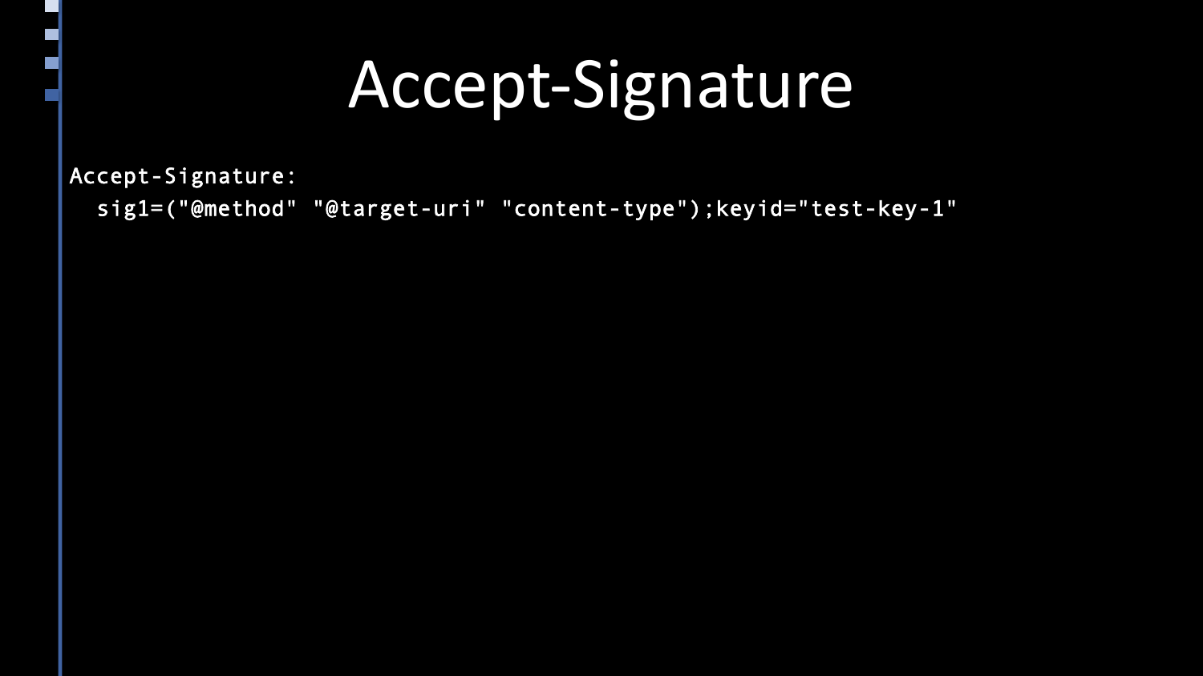# Accept-Signature

```
Accept-Signature:
  sig1=("@method" "@target-uri" "content-type");keyid="test-key-1"
```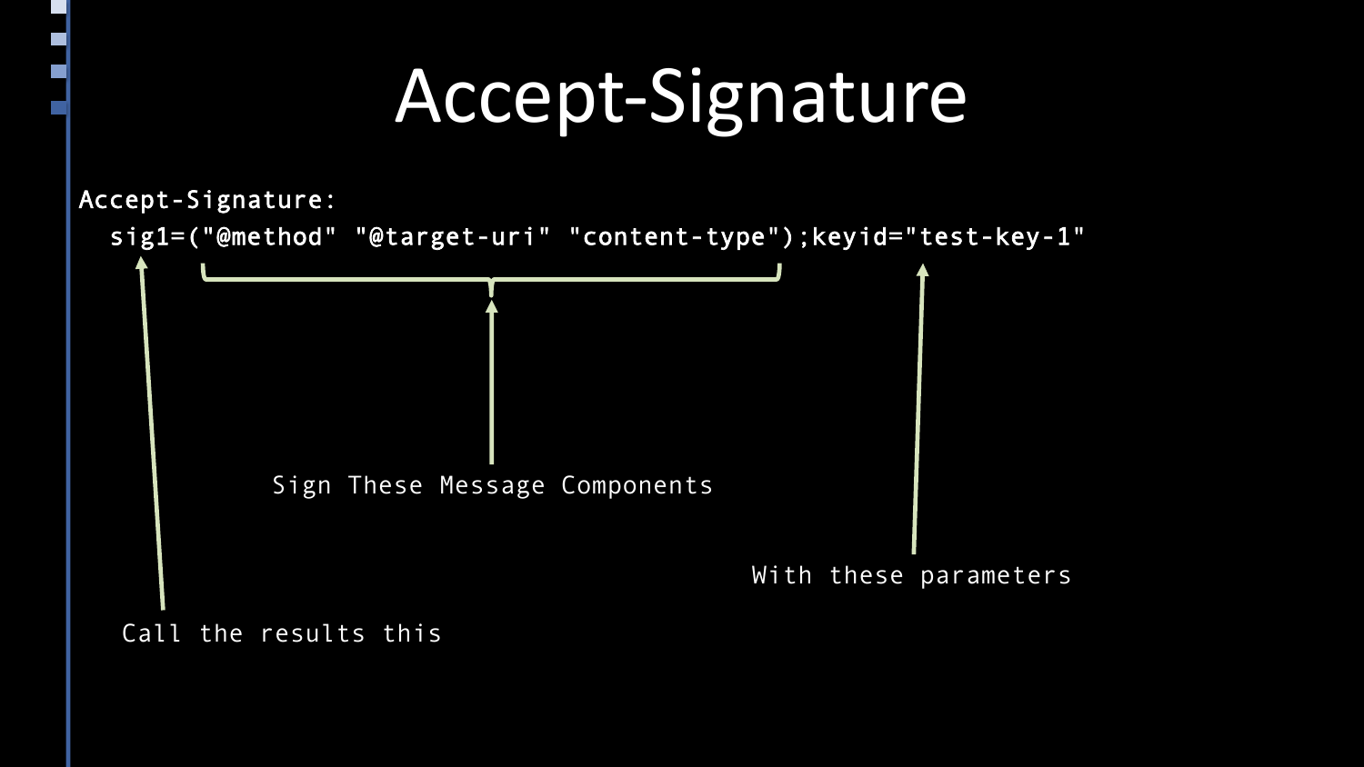# Accept-Signature

```
Accept-Signature:
  sig1=("@method" "@target-uri" "content-type");keyid="test-key-1"
```

- `sig1` — Call the results this
- `("@method" "@target-uri" "content-type")` — Sign These Message Components
- `keyid="test-key-1"` — With these parameters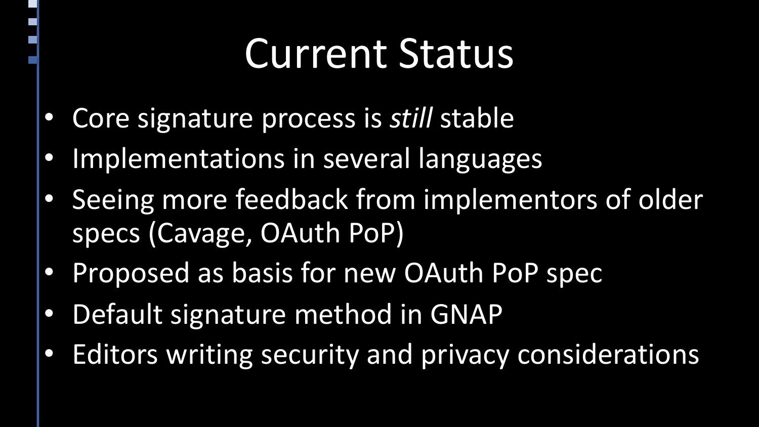# Current Status

- Core signature process is *still* stable
- Implementations in several languages
- Seeing more feedback from implementors of older specs (Cavage, OAuth PoP)
- Proposed as basis for new OAuth PoP spec
- Default signature method in GNAP
- Editors writing security and privacy considerations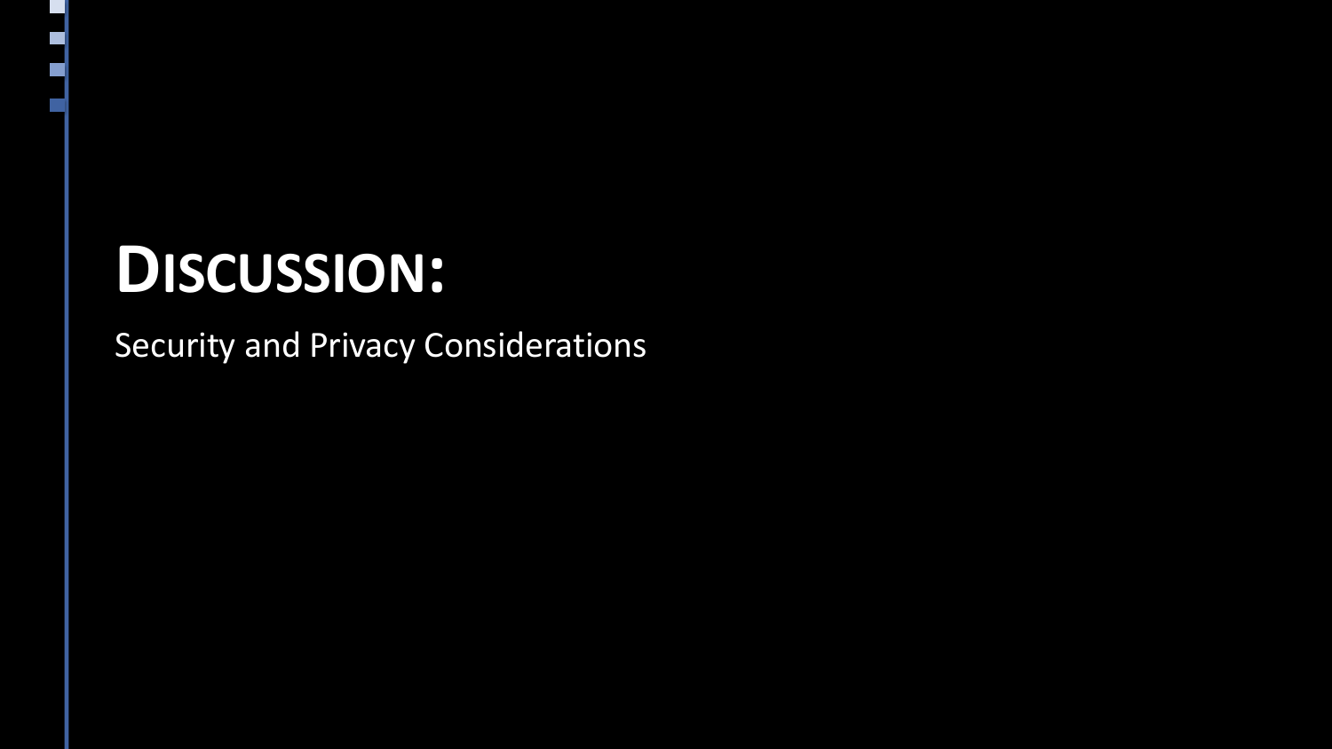# Discussion:

Security and Privacy Considerations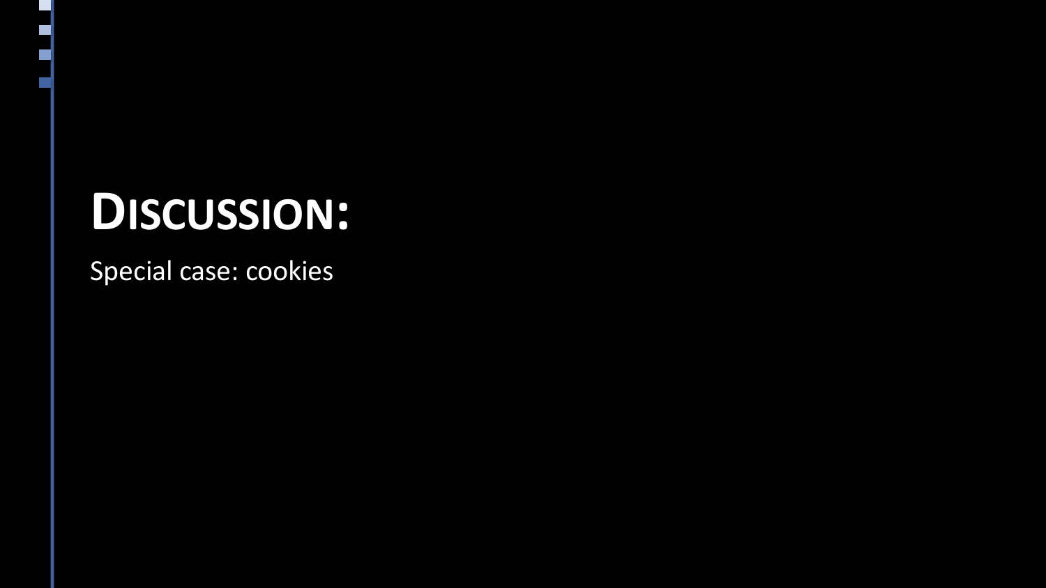# DISCUSSION:

Special case: cookies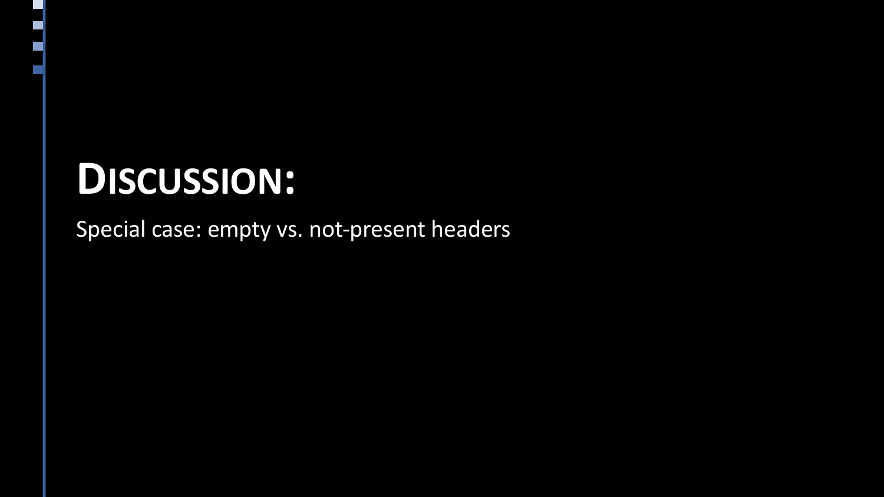# Discussion:

Special case: empty vs. not-present headers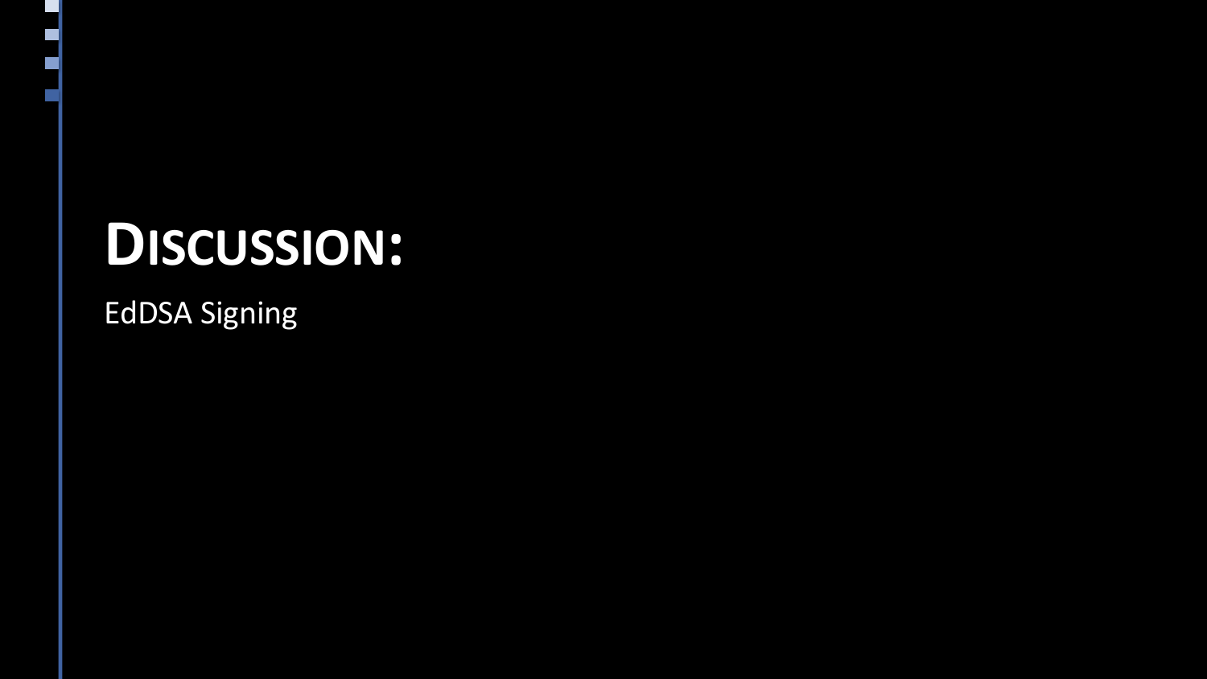# Discussion:

EdDSA Signing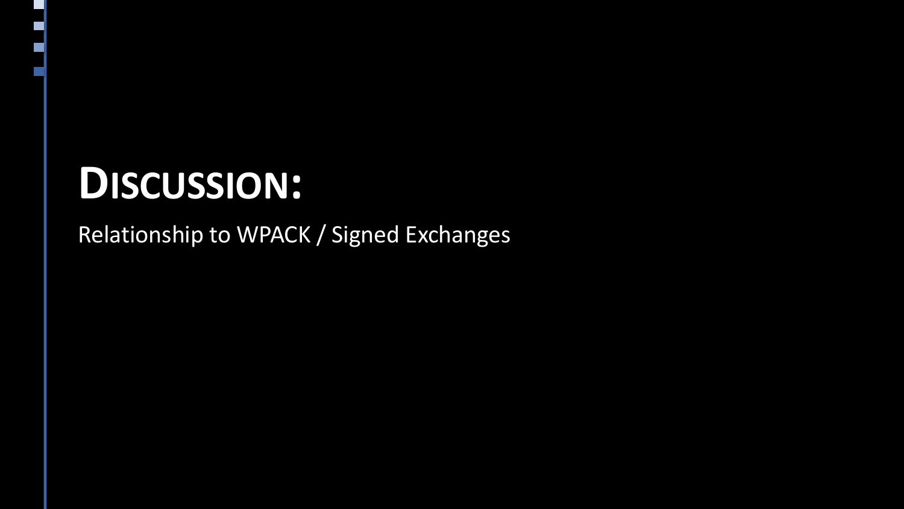# Discussion:

Relationship to WPACK / Signed Exchanges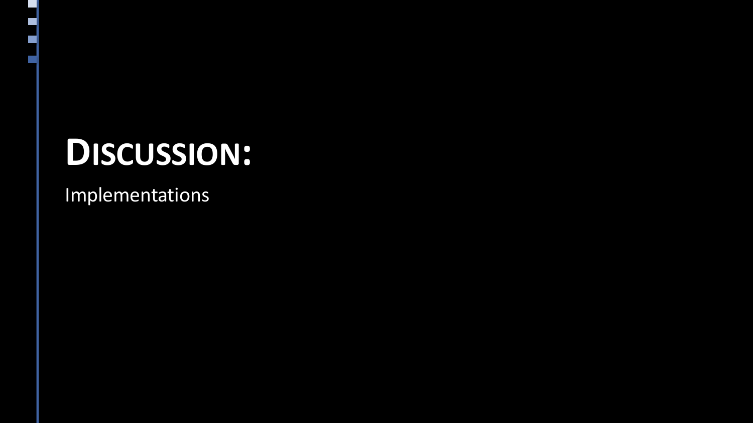# Discussion:

Implementations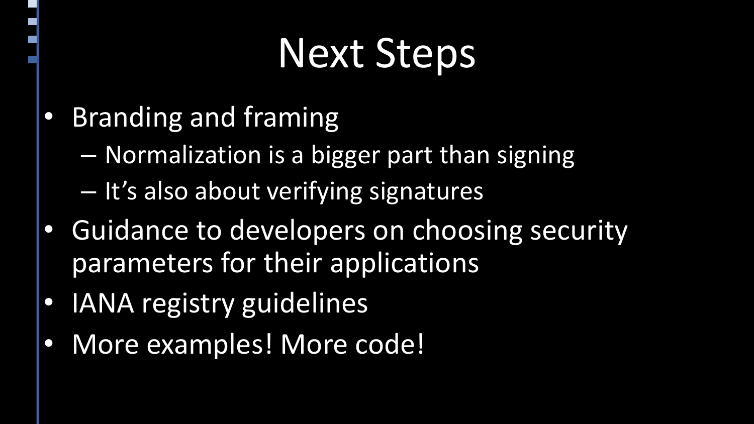# Next Steps

- Branding and framing
  - Normalization is a bigger part than signing
  - It's also about verifying signatures
- Guidance to developers on choosing security parameters for their applications
- IANA registry guidelines
- More examples! More code!